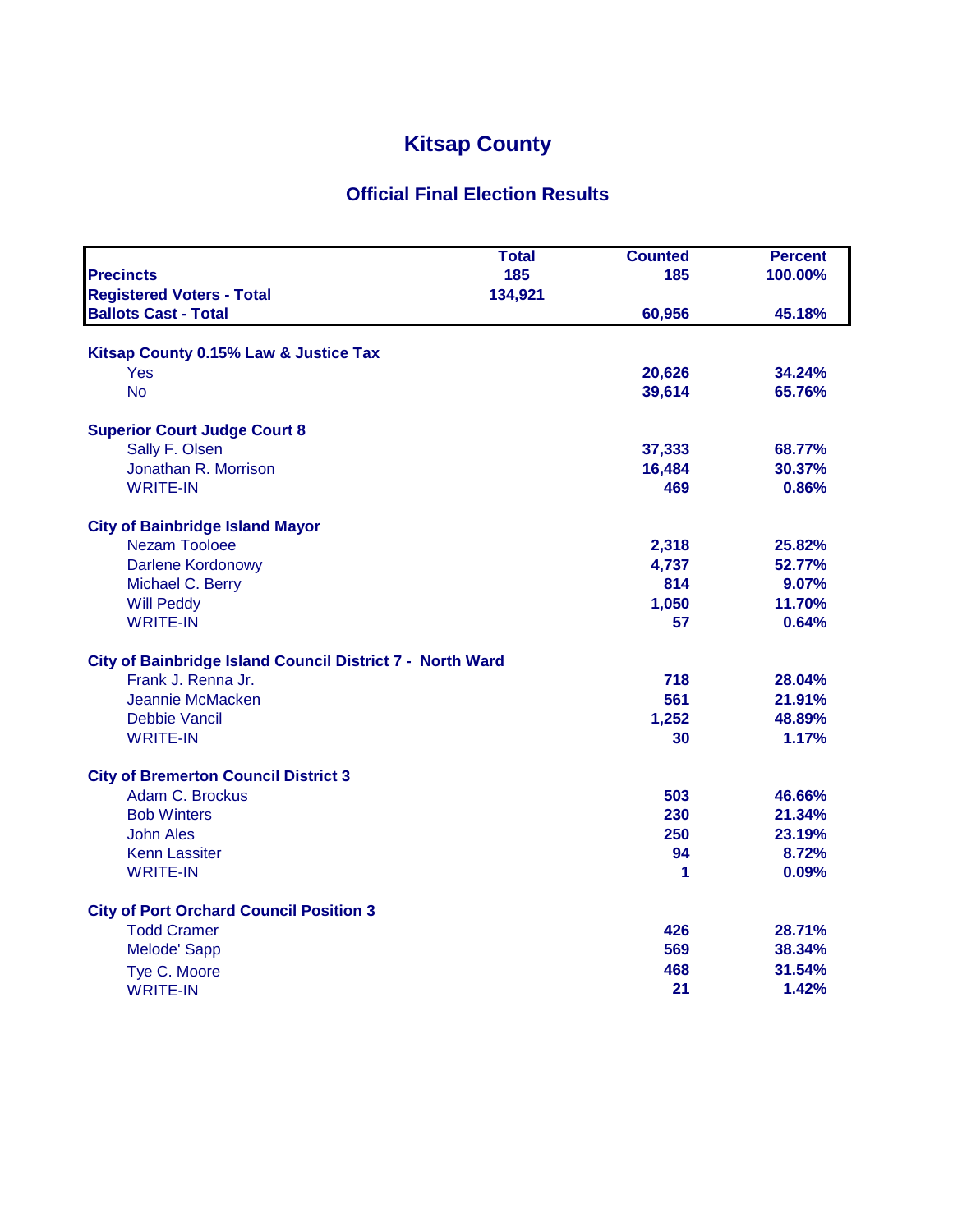# Kitsap County

## Official Final Election Results

| | Total | Counted | Percent |
|---|---|---|---|
| **Precincts** | 185 | 185 | 100.00% |
| **Registered Voters - Total** | 134,921 | | |
| **Ballots Cast - Total** | | 60,956 | 45.18% |

| | Counted | Percent |
|---|---|---|
| **Kitsap County 0.15% Law & Justice Tax** | | |
| Yes | 20,626 | 34.24% |
| No | 39,614 | 65.76% |
| **Superior Court Judge Court 8** | | |
| Sally F. Olsen | 37,333 | 68.77% |
| Jonathan R. Morrison | 16,484 | 30.37% |
| WRITE-IN | 469 | 0.86% |
| **City of Bainbridge Island Mayor** | | |
| Nezam Tooloee | 2,318 | 25.82% |
| Darlene Kordonowy | 4,737 | 52.77% |
| Michael C. Berry | 814 | 9.07% |
| Will Peddy | 1,050 | 11.70% |
| WRITE-IN | 57 | 0.64% |
| **City of Bainbridge Island Council District 7 - North Ward** | | |
| Frank J. Renna Jr. | 718 | 28.04% |
| Jeannie McMacken | 561 | 21.91% |
| Debbie Vancil | 1,252 | 48.89% |
| WRITE-IN | 30 | 1.17% |
| **City of Bremerton Council District 3** | | |
| Adam C. Brockus | 503 | 46.66% |
| Bob Winters | 230 | 21.34% |
| John Ales | 250 | 23.19% |
| Kenn Lassiter | 94 | 8.72% |
| WRITE-IN | 1 | 0.09% |
| **City of Port Orchard Council Position 3** | | |
| Todd Cramer | 426 | 28.71% |
| Melode' Sapp | 569 | 38.34% |
| Tye C. Moore | 468 | 31.54% |
| WRITE-IN | 21 | 1.42% |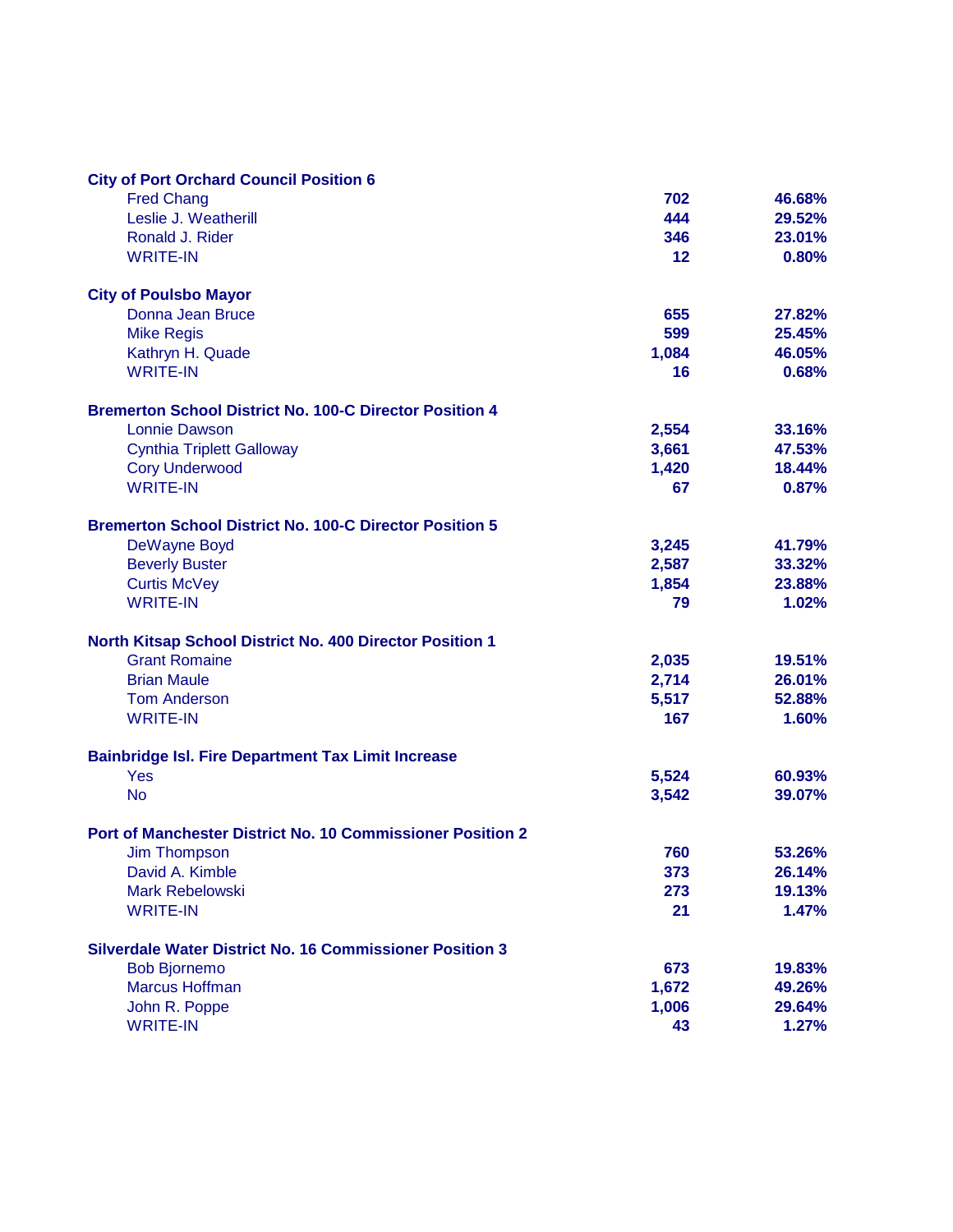| | | |
|---|---|---|
| **City of Port Orchard Council Position 6** | | |
| Fred Chang | **702** | **46.68%** |
| Leslie J. Weatherill | **444** | **29.52%** |
| Ronald J. Rider | **346** | **23.01%** |
| WRITE-IN | **12** | **0.80%** |
| **City of Poulsbo Mayor** | | |
| Donna Jean Bruce | **655** | **27.82%** |
| Mike Regis | **599** | **25.45%** |
| Kathryn H. Quade | **1,084** | **46.05%** |
| WRITE-IN | **16** | **0.68%** |
| **Bremerton School District No. 100-C Director Position 4** | | |
| Lonnie Dawson | **2,554** | **33.16%** |
| Cynthia Triplett Galloway | **3,661** | **47.53%** |
| Cory Underwood | **1,420** | **18.44%** |
| WRITE-IN | **67** | **0.87%** |
| **Bremerton School District No. 100-C Director Position 5** | | |
| DeWayne Boyd | **3,245** | **41.79%** |
| Beverly Buster | **2,587** | **33.32%** |
| Curtis McVey | **1,854** | **23.88%** |
| WRITE-IN | **79** | **1.02%** |
| **North Kitsap School District No. 400 Director Position 1** | | |
| Grant Romaine | **2,035** | **19.51%** |
| Brian Maule | **2,714** | **26.01%** |
| Tom Anderson | **5,517** | **52.88%** |
| WRITE-IN | **167** | **1.60%** |
| **Bainbridge Isl. Fire Department Tax Limit Increase** | | |
| Yes | **5,524** | **60.93%** |
| No | **3,542** | **39.07%** |
| **Port of Manchester District No. 10 Commissioner Position 2** | | |
| Jim Thompson | **760** | **53.26%** |
| David A. Kimble | **373** | **26.14%** |
| Mark Rebelowski | **273** | **19.13%** |
| WRITE-IN | **21** | **1.47%** |
| **Silverdale Water District No. 16 Commissioner Position 3** | | |
| Bob Bjornemo | **673** | **19.83%** |
| Marcus Hoffman | **1,672** | **49.26%** |
| John R. Poppe | **1,006** | **29.64%** |
| WRITE-IN | **43** | **1.27%** |